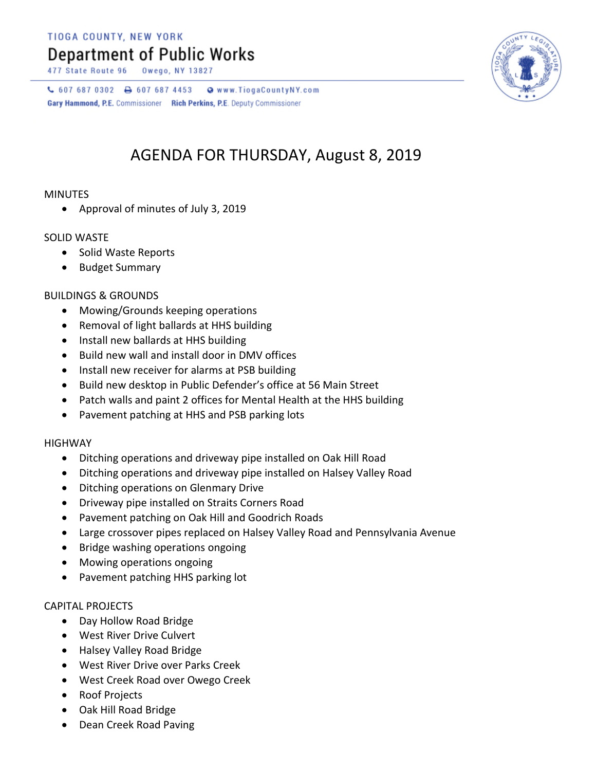TIOGA COUNTY, NEW YORK

# Department of Public Works

477 State Route 96 Owego, NY 13827

607 687 0302 607 687 4453 www.TiogaCountyNY.com

**Gary Hammond, P.E.** Commissioner **Rich Perkins, P.E.** Deputy Commissioner

## AGENDA FOR THURSDAY, August 8, 2019

MINUTES

- Approval of minutes of July 3, 2019

SOLID WASTE

- Solid Waste Reports
- Budget Summary

BUILDINGS & GROUNDS

- Mowing/Grounds keeping operations
- Removal of light ballards at HHS building
- Install new ballards at HHS building
- Build new wall and install door in DMV offices
- Install new receiver for alarms at PSB building
- Build new desktop in Public Defender's office at 56 Main Street
- Patch walls and paint 2 offices for Mental Health at the HHS building
- Pavement patching at HHS and PSB parking lots

HIGHWAY

- Ditching operations and driveway pipe installed on Oak Hill Road
- Ditching operations and driveway pipe installed on Halsey Valley Road
- Ditching operations on Glenmary Drive
- Driveway pipe installed on Straits Corners Road
- Pavement patching on Oak Hill and Goodrich Roads
- Large crossover pipes replaced on Halsey Valley Road and Pennsylvania Avenue
- Bridge washing operations ongoing
- Mowing operations ongoing
- Pavement patching HHS parking lot

CAPITAL PROJECTS

- Day Hollow Road Bridge
- West River Drive Culvert
- Halsey Valley Road Bridge
- West River Drive over Parks Creek
- West Creek Road over Owego Creek
- Roof Projects
- Oak Hill Road Bridge
- Dean Creek Road Paving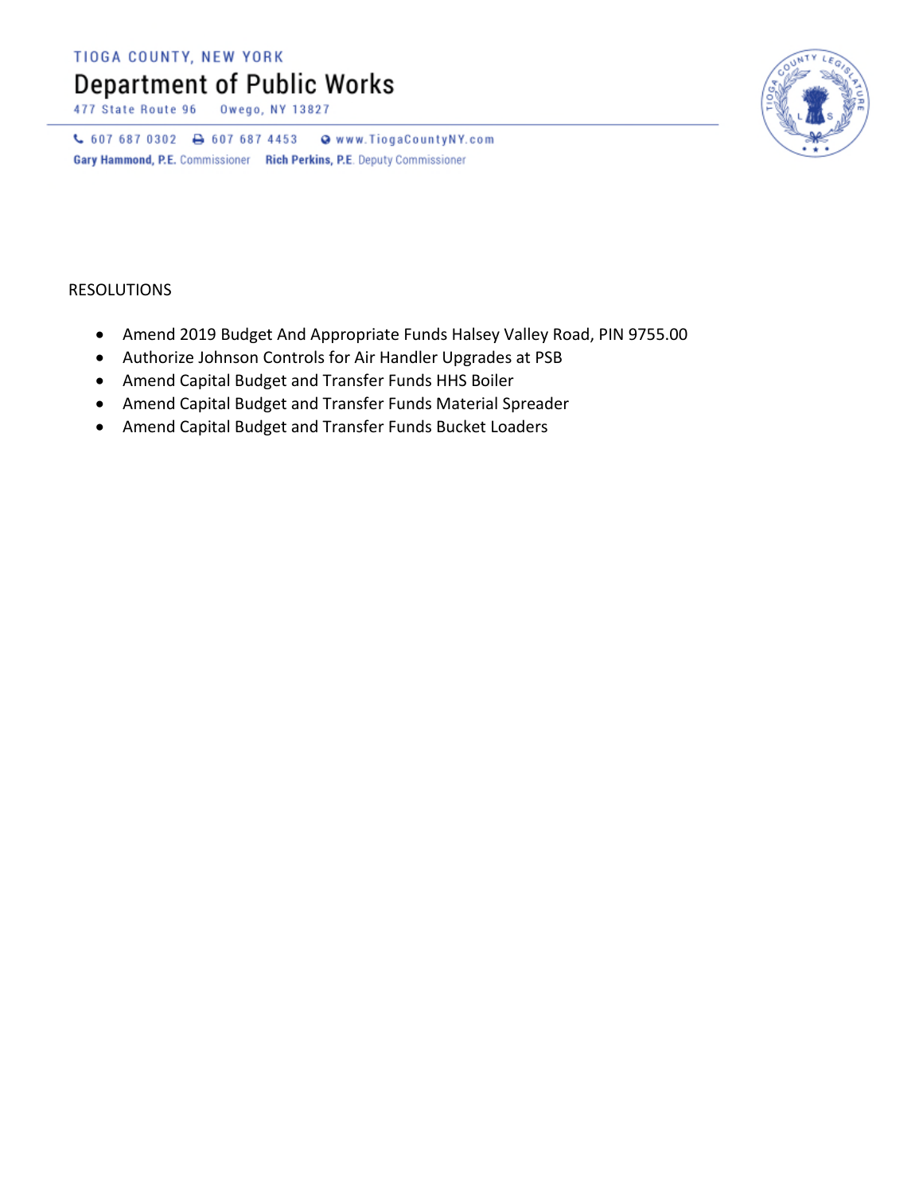TIOGA COUNTY, NEW YORK

# Department of Public Works

477 State Route 96 Owego, NY 13827

607 687 0302 607 687 4453 www.TiogaCountyNY.com

**Gary Hammond, P.E.** Commissioner **Rich Perkins, P.E.** Deputy Commissioner

RESOLUTIONS

- Amend 2019 Budget And Appropriate Funds Halsey Valley Road, PIN 9755.00
- Authorize Johnson Controls for Air Handler Upgrades at PSB
- Amend Capital Budget and Transfer Funds HHS Boiler
- Amend Capital Budget and Transfer Funds Material Spreader
- Amend Capital Budget and Transfer Funds Bucket Loaders